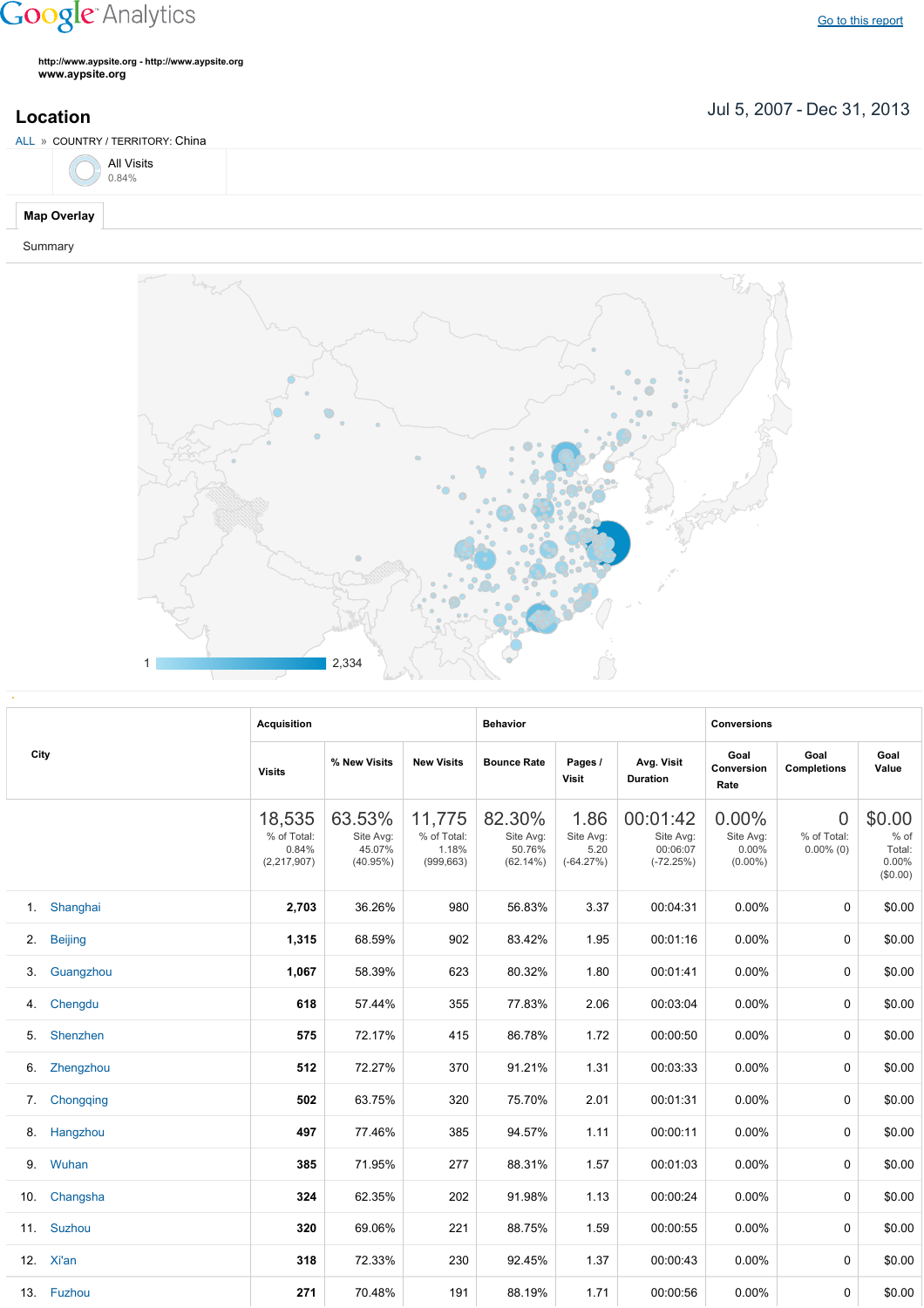Google Analytics

Go to this report

**http://www.aypsite.org - http://www.aypsite.org**
**www.aypsite.org**

## Location

Jul 5, 2007 - Dec 31, 2013

ALL » COUNTRY / TERRITORY: China

All Visits
0.84%

**Map Overlay**

Summary

1 — 2,334

| City | Acquisition | | | Behavior | | | Conversions | | |
|---|---|---|---|---|---|---|---|---|---|
| | Visits | % New Visits | New Visits | Bounce Rate | Pages / Visit | Avg. Visit Duration | Goal Conversion Rate | Goal Completions | Goal Value |
| | 18,535 % of Total: 0.84% (2,217,907) | 63.53% Site Avg: 45.07% (40.95%) | 11,775 % of Total: 1.18% (999,663) | 82.30% Site Avg: 50.76% (62.14%) | 1.86 Site Avg: 5.20 (-64.27%) | 00:01:42 Site Avg: 00:06:07 (-72.25%) | 0.00% Site Avg: 0.00% (0.00%) | 0 % of Total: 0.00% (0) | $0.00 % of Total: 0.00% ($0.00) |
| 1. Shanghai | **2,703** | 36.26% | 980 | 56.83% | 3.37 | 00:04:31 | 0.00% | 0 | $0.00 |
| 2. Beijing | **1,315** | 68.59% | 902 | 83.42% | 1.95 | 00:01:16 | 0.00% | 0 | $0.00 |
| 3. Guangzhou | **1,067** | 58.39% | 623 | 80.32% | 1.80 | 00:01:41 | 0.00% | 0 | $0.00 |
| 4. Chengdu | **618** | 57.44% | 355 | 77.83% | 2.06 | 00:03:04 | 0.00% | 0 | $0.00 |
| 5. Shenzhen | **575** | 72.17% | 415 | 86.78% | 1.72 | 00:00:50 | 0.00% | 0 | $0.00 |
| 6. Zhengzhou | **512** | 72.27% | 370 | 91.21% | 1.31 | 00:03:33 | 0.00% | 0 | $0.00 |
| 7. Chongqing | **502** | 63.75% | 320 | 75.70% | 2.01 | 00:01:31 | 0.00% | 0 | $0.00 |
| 8. Hangzhou | **497** | 77.46% | 385 | 94.57% | 1.11 | 00:00:11 | 0.00% | 0 | $0.00 |
| 9. Wuhan | **385** | 71.95% | 277 | 88.31% | 1.57 | 00:01:03 | 0.00% | 0 | $0.00 |
| 10. Changsha | **324** | 62.35% | 202 | 91.98% | 1.13 | 00:00:24 | 0.00% | 0 | $0.00 |
| 11. Suzhou | **320** | 69.06% | 221 | 88.75% | 1.59 | 00:00:55 | 0.00% | 0 | $0.00 |
| 12. Xi'an | **318** | 72.33% | 230 | 92.45% | 1.37 | 00:00:43 | 0.00% | 0 | $0.00 |
| 13. Fuzhou | **271** | 70.48% | 191 | 88.19% | 1.71 | 00:00:56 | 0.00% | 0 | $0.00 |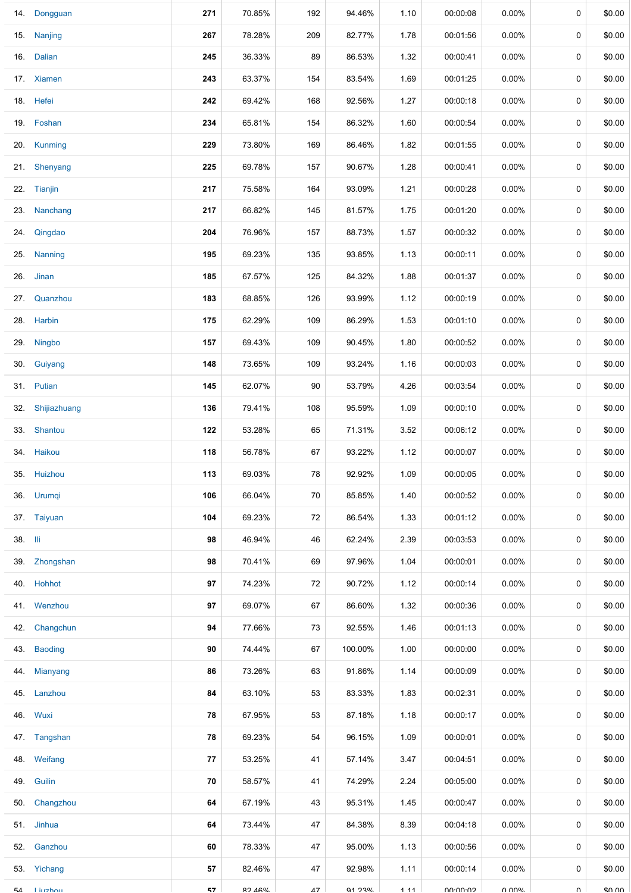| | | | | | | | | | |
|---|---|---|---|---|---|---|---|---|---|
| 14. | Dongguan | **271** | 70.85% | 192 | 94.46% | 1.10 | 00:00:08 | 0.00% | 0 | $0.00 |
| 15. | Nanjing | **267** | 78.28% | 209 | 82.77% | 1.78 | 00:01:56 | 0.00% | 0 | $0.00 |
| 16. | Dalian | **245** | 36.33% | 89 | 86.53% | 1.32 | 00:00:41 | 0.00% | 0 | $0.00 |
| 17. | Xiamen | **243** | 63.37% | 154 | 83.54% | 1.69 | 00:01:25 | 0.00% | 0 | $0.00 |
| 18. | Hefei | **242** | 69.42% | 168 | 92.56% | 1.27 | 00:00:18 | 0.00% | 0 | $0.00 |
| 19. | Foshan | **234** | 65.81% | 154 | 86.32% | 1.60 | 00:00:54 | 0.00% | 0 | $0.00 |
| 20. | Kunming | **229** | 73.80% | 169 | 86.46% | 1.82 | 00:01:55 | 0.00% | 0 | $0.00 |
| 21. | Shenyang | **225** | 69.78% | 157 | 90.67% | 1.28 | 00:00:41 | 0.00% | 0 | $0.00 |
| 22. | Tianjin | **217** | 75.58% | 164 | 93.09% | 1.21 | 00:00:28 | 0.00% | 0 | $0.00 |
| 23. | Nanchang | **217** | 66.82% | 145 | 81.57% | 1.75 | 00:01:20 | 0.00% | 0 | $0.00 |
| 24. | Qingdao | **204** | 76.96% | 157 | 88.73% | 1.57 | 00:00:32 | 0.00% | 0 | $0.00 |
| 25. | Nanning | **195** | 69.23% | 135 | 93.85% | 1.13 | 00:00:11 | 0.00% | 0 | $0.00 |
| 26. | Jinan | **185** | 67.57% | 125 | 84.32% | 1.88 | 00:01:37 | 0.00% | 0 | $0.00 |
| 27. | Quanzhou | **183** | 68.85% | 126 | 93.99% | 1.12 | 00:00:19 | 0.00% | 0 | $0.00 |
| 28. | Harbin | **175** | 62.29% | 109 | 86.29% | 1.53 | 00:01:10 | 0.00% | 0 | $0.00 |
| 29. | Ningbo | **157** | 69.43% | 109 | 90.45% | 1.80 | 00:00:52 | 0.00% | 0 | $0.00 |
| 30. | Guiyang | **148** | 73.65% | 109 | 93.24% | 1.16 | 00:00:03 | 0.00% | 0 | $0.00 |
| 31. | Putian | **145** | 62.07% | 90 | 53.79% | 4.26 | 00:03:54 | 0.00% | 0 | $0.00 |
| 32. | Shijiazhuang | **136** | 79.41% | 108 | 95.59% | 1.09 | 00:00:10 | 0.00% | 0 | $0.00 |
| 33. | Shantou | **122** | 53.28% | 65 | 71.31% | 3.52 | 00:06:12 | 0.00% | 0 | $0.00 |
| 34. | Haikou | **118** | 56.78% | 67 | 93.22% | 1.12 | 00:00:07 | 0.00% | 0 | $0.00 |
| 35. | Huizhou | **113** | 69.03% | 78 | 92.92% | 1.09 | 00:00:05 | 0.00% | 0 | $0.00 |
| 36. | Urumqi | **106** | 66.04% | 70 | 85.85% | 1.40 | 00:00:52 | 0.00% | 0 | $0.00 |
| 37. | Taiyuan | **104** | 69.23% | 72 | 86.54% | 1.33 | 00:01:12 | 0.00% | 0 | $0.00 |
| 38. | Ili | **98** | 46.94% | 46 | 62.24% | 2.39 | 00:03:53 | 0.00% | 0 | $0.00 |
| 39. | Zhongshan | **98** | 70.41% | 69 | 97.96% | 1.04 | 00:00:01 | 0.00% | 0 | $0.00 |
| 40. | Hohhot | **97** | 74.23% | 72 | 90.72% | 1.12 | 00:00:14 | 0.00% | 0 | $0.00 |
| 41. | Wenzhou | **97** | 69.07% | 67 | 86.60% | 1.32 | 00:00:36 | 0.00% | 0 | $0.00 |
| 42. | Changchun | **94** | 77.66% | 73 | 92.55% | 1.46 | 00:01:13 | 0.00% | 0 | $0.00 |
| 43. | Baoding | **90** | 74.44% | 67 | 100.00% | 1.00 | 00:00:00 | 0.00% | 0 | $0.00 |
| 44. | Mianyang | **86** | 73.26% | 63 | 91.86% | 1.14 | 00:00:09 | 0.00% | 0 | $0.00 |
| 45. | Lanzhou | **84** | 63.10% | 53 | 83.33% | 1.83 | 00:02:31 | 0.00% | 0 | $0.00 |
| 46. | Wuxi | **78** | 67.95% | 53 | 87.18% | 1.18 | 00:00:17 | 0.00% | 0 | $0.00 |
| 47. | Tangshan | **78** | 69.23% | 54 | 96.15% | 1.09 | 00:00:01 | 0.00% | 0 | $0.00 |
| 48. | Weifang | **77** | 53.25% | 41 | 57.14% | 3.47 | 00:04:51 | 0.00% | 0 | $0.00 |
| 49. | Guilin | **70** | 58.57% | 41 | 74.29% | 2.24 | 00:05:00 | 0.00% | 0 | $0.00 |
| 50. | Changzhou | **64** | 67.19% | 43 | 95.31% | 1.45 | 00:00:47 | 0.00% | 0 | $0.00 |
| 51. | Jinhua | **64** | 73.44% | 47 | 84.38% | 8.39 | 00:04:18 | 0.00% | 0 | $0.00 |
| 52. | Ganzhou | **60** | 78.33% | 47 | 95.00% | 1.13 | 00:00:56 | 0.00% | 0 | $0.00 |
| 53. | Yichang | **57** | 82.46% | 47 | 92.98% | 1.11 | 00:00:14 | 0.00% | 0 | $0.00 |
| 54. | Liuzhou | **57** | 82.46% | 47 | 91.23% | 1.11 | 00:00:02 | 0.00% | 0 | $0.00 |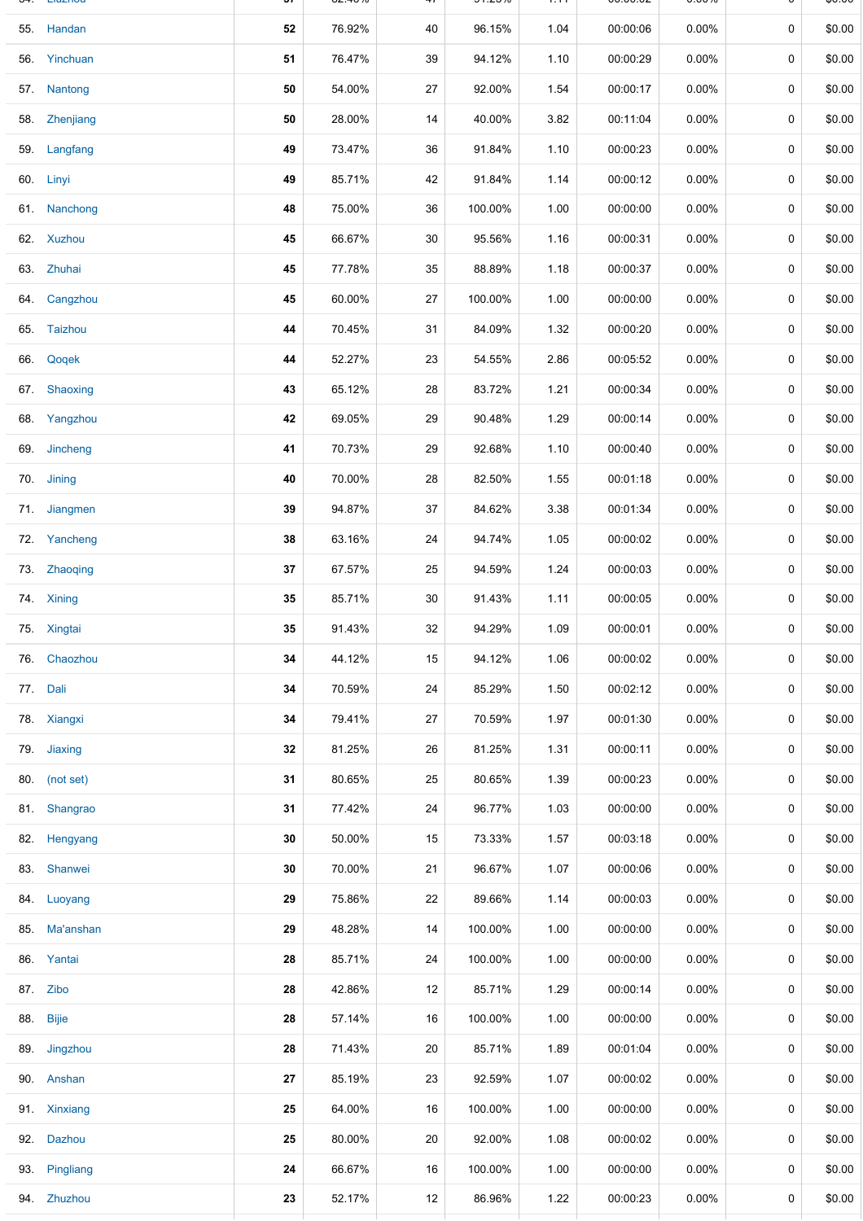| | | | | | | | | | |
|---|---|---|---|---|---|---|---|---|---|
| 55. | Handan | 52 | 76.92% | 40 | 96.15% | 1.04 | 00:00:06 | 0.00% | 0 | $0.00 |
| 56. | Yinchuan | 51 | 76.47% | 39 | 94.12% | 1.10 | 00:00:29 | 0.00% | 0 | $0.00 |
| 57. | Nantong | 50 | 54.00% | 27 | 92.00% | 1.54 | 00:00:17 | 0.00% | 0 | $0.00 |
| 58. | Zhenjiang | 50 | 28.00% | 14 | 40.00% | 3.82 | 00:11:04 | 0.00% | 0 | $0.00 |
| 59. | Langfang | 49 | 73.47% | 36 | 91.84% | 1.10 | 00:00:23 | 0.00% | 0 | $0.00 |
| 60. | Linyi | 49 | 85.71% | 42 | 91.84% | 1.14 | 00:00:12 | 0.00% | 0 | $0.00 |
| 61. | Nanchong | 48 | 75.00% | 36 | 100.00% | 1.00 | 00:00:00 | 0.00% | 0 | $0.00 |
| 62. | Xuzhou | 45 | 66.67% | 30 | 95.56% | 1.16 | 00:00:31 | 0.00% | 0 | $0.00 |
| 63. | Zhuhai | 45 | 77.78% | 35 | 88.89% | 1.18 | 00:00:37 | 0.00% | 0 | $0.00 |
| 64. | Cangzhou | 45 | 60.00% | 27 | 100.00% | 1.00 | 00:00:00 | 0.00% | 0 | $0.00 |
| 65. | Taizhou | 44 | 70.45% | 31 | 84.09% | 1.32 | 00:00:20 | 0.00% | 0 | $0.00 |
| 66. | Qoqek | 44 | 52.27% | 23 | 54.55% | 2.86 | 00:05:52 | 0.00% | 0 | $0.00 |
| 67. | Shaoxing | 43 | 65.12% | 28 | 83.72% | 1.21 | 00:00:34 | 0.00% | 0 | $0.00 |
| 68. | Yangzhou | 42 | 69.05% | 29 | 90.48% | 1.29 | 00:00:14 | 0.00% | 0 | $0.00 |
| 69. | Jincheng | 41 | 70.73% | 29 | 92.68% | 1.10 | 00:00:40 | 0.00% | 0 | $0.00 |
| 70. | Jining | 40 | 70.00% | 28 | 82.50% | 1.55 | 00:01:18 | 0.00% | 0 | $0.00 |
| 71. | Jiangmen | 39 | 94.87% | 37 | 84.62% | 3.38 | 00:01:34 | 0.00% | 0 | $0.00 |
| 72. | Yancheng | 38 | 63.16% | 24 | 94.74% | 1.05 | 00:00:02 | 0.00% | 0 | $0.00 |
| 73. | Zhaoqing | 37 | 67.57% | 25 | 94.59% | 1.24 | 00:00:03 | 0.00% | 0 | $0.00 |
| 74. | Xining | 35 | 85.71% | 30 | 91.43% | 1.11 | 00:00:05 | 0.00% | 0 | $0.00 |
| 75. | Xingtai | 35 | 91.43% | 32 | 94.29% | 1.09 | 00:00:01 | 0.00% | 0 | $0.00 |
| 76. | Chaozhou | 34 | 44.12% | 15 | 94.12% | 1.06 | 00:00:02 | 0.00% | 0 | $0.00 |
| 77. | Dali | 34 | 70.59% | 24 | 85.29% | 1.50 | 00:02:12 | 0.00% | 0 | $0.00 |
| 78. | Xiangxi | 34 | 79.41% | 27 | 70.59% | 1.97 | 00:01:30 | 0.00% | 0 | $0.00 |
| 79. | Jiaxing | 32 | 81.25% | 26 | 81.25% | 1.31 | 00:00:11 | 0.00% | 0 | $0.00 |
| 80. | (not set) | 31 | 80.65% | 25 | 80.65% | 1.39 | 00:00:23 | 0.00% | 0 | $0.00 |
| 81. | Shangrao | 31 | 77.42% | 24 | 96.77% | 1.03 | 00:00:00 | 0.00% | 0 | $0.00 |
| 82. | Hengyang | 30 | 50.00% | 15 | 73.33% | 1.57 | 00:03:18 | 0.00% | 0 | $0.00 |
| 83. | Shanwei | 30 | 70.00% | 21 | 96.67% | 1.07 | 00:00:06 | 0.00% | 0 | $0.00 |
| 84. | Luoyang | 29 | 75.86% | 22 | 89.66% | 1.14 | 00:00:03 | 0.00% | 0 | $0.00 |
| 85. | Ma'anshan | 29 | 48.28% | 14 | 100.00% | 1.00 | 00:00:00 | 0.00% | 0 | $0.00 |
| 86. | Yantai | 28 | 85.71% | 24 | 100.00% | 1.00 | 00:00:00 | 0.00% | 0 | $0.00 |
| 87. | Zibo | 28 | 42.86% | 12 | 85.71% | 1.29 | 00:00:14 | 0.00% | 0 | $0.00 |
| 88. | Bijie | 28 | 57.14% | 16 | 100.00% | 1.00 | 00:00:00 | 0.00% | 0 | $0.00 |
| 89. | Jingzhou | 28 | 71.43% | 20 | 85.71% | 1.89 | 00:01:04 | 0.00% | 0 | $0.00 |
| 90. | Anshan | 27 | 85.19% | 23 | 92.59% | 1.07 | 00:00:02 | 0.00% | 0 | $0.00 |
| 91. | Xinxiang | 25 | 64.00% | 16 | 100.00% | 1.00 | 00:00:00 | 0.00% | 0 | $0.00 |
| 92. | Dazhou | 25 | 80.00% | 20 | 92.00% | 1.08 | 00:00:02 | 0.00% | 0 | $0.00 |
| 93. | Pingliang | 24 | 66.67% | 16 | 100.00% | 1.00 | 00:00:00 | 0.00% | 0 | $0.00 |
| 94. | Zhuzhou | 23 | 52.17% | 12 | 86.96% | 1.22 | 00:00:23 | 0.00% | 0 | $0.00 |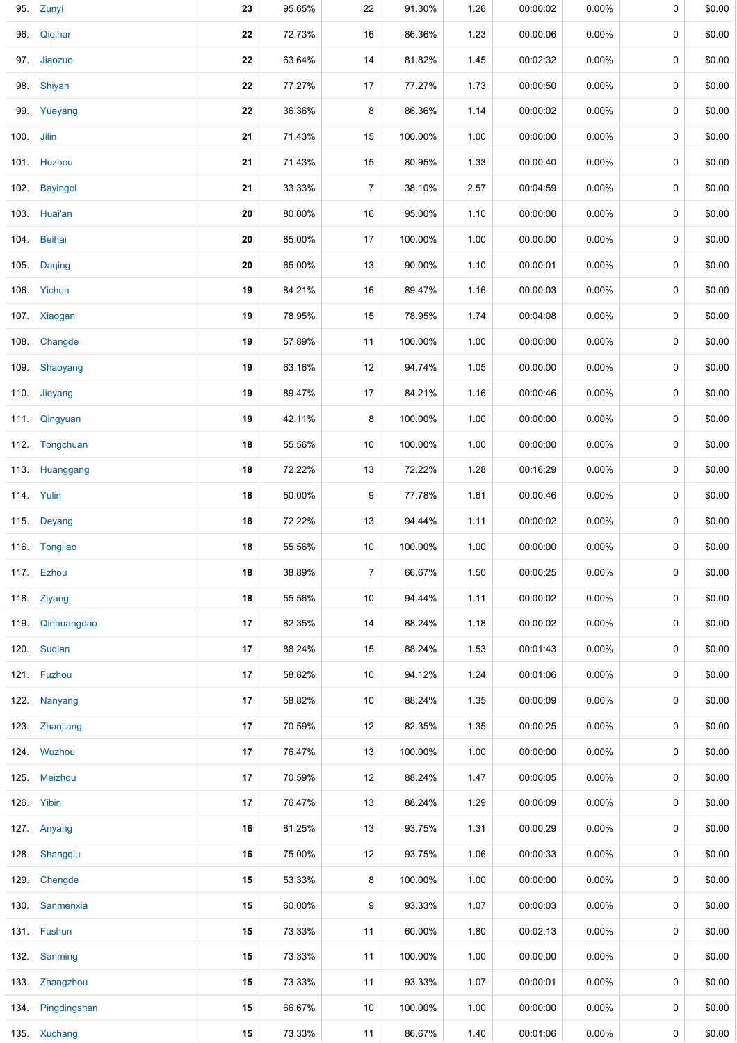| | | | | | | | | | |
|---|---|---|---|---|---|---|---|---|---|
| 95. | Zunyi | **23** | 95.65% | 22 | 91.30% | 1.26 | 00:00:02 | 0.00% | 0 | $0.00 |
| 96. | Qiqihar | **22** | 72.73% | 16 | 86.36% | 1.23 | 00:00:06 | 0.00% | 0 | $0.00 |
| 97. | Jiaozuo | **22** | 63.64% | 14 | 81.82% | 1.45 | 00:02:32 | 0.00% | 0 | $0.00 |
| 98. | Shiyan | **22** | 77.27% | 17 | 77.27% | 1.73 | 00:00:50 | 0.00% | 0 | $0.00 |
| 99. | Yueyang | **22** | 36.36% | 8 | 86.36% | 1.14 | 00:00:02 | 0.00% | 0 | $0.00 |
| 100. | Jilin | **21** | 71.43% | 15 | 100.00% | 1.00 | 00:00:00 | 0.00% | 0 | $0.00 |
| 101. | Huzhou | **21** | 71.43% | 15 | 80.95% | 1.33 | 00:00:40 | 0.00% | 0 | $0.00 |
| 102. | Bayingol | **21** | 33.33% | 7 | 38.10% | 2.57 | 00:04:59 | 0.00% | 0 | $0.00 |
| 103. | Huai'an | **20** | 80.00% | 16 | 95.00% | 1.10 | 00:00:00 | 0.00% | 0 | $0.00 |
| 104. | Beihai | **20** | 85.00% | 17 | 100.00% | 1.00 | 00:00:00 | 0.00% | 0 | $0.00 |
| 105. | Daqing | **20** | 65.00% | 13 | 90.00% | 1.10 | 00:00:01 | 0.00% | 0 | $0.00 |
| 106. | Yichun | **19** | 84.21% | 16 | 89.47% | 1.16 | 00:00:03 | 0.00% | 0 | $0.00 |
| 107. | Xiaogan | **19** | 78.95% | 15 | 78.95% | 1.74 | 00:04:08 | 0.00% | 0 | $0.00 |
| 108. | Changde | **19** | 57.89% | 11 | 100.00% | 1.00 | 00:00:00 | 0.00% | 0 | $0.00 |
| 109. | Shaoyang | **19** | 63.16% | 12 | 94.74% | 1.05 | 00:00:00 | 0.00% | 0 | $0.00 |
| 110. | Jieyang | **19** | 89.47% | 17 | 84.21% | 1.16 | 00:00:46 | 0.00% | 0 | $0.00 |
| 111. | Qingyuan | **19** | 42.11% | 8 | 100.00% | 1.00 | 00:00:00 | 0.00% | 0 | $0.00 |
| 112. | Tongchuan | **18** | 55.56% | 10 | 100.00% | 1.00 | 00:00:00 | 0.00% | 0 | $0.00 |
| 113. | Huanggang | **18** | 72.22% | 13 | 72.22% | 1.28 | 00:16:29 | 0.00% | 0 | $0.00 |
| 114. | Yulin | **18** | 50.00% | 9 | 77.78% | 1.61 | 00:00:46 | 0.00% | 0 | $0.00 |
| 115. | Deyang | **18** | 72.22% | 13 | 94.44% | 1.11 | 00:00:02 | 0.00% | 0 | $0.00 |
| 116. | Tongliao | **18** | 55.56% | 10 | 100.00% | 1.00 | 00:00:00 | 0.00% | 0 | $0.00 |
| 117. | Ezhou | **18** | 38.89% | 7 | 66.67% | 1.50 | 00:00:25 | 0.00% | 0 | $0.00 |
| 118. | Ziyang | **18** | 55.56% | 10 | 94.44% | 1.11 | 00:00:02 | 0.00% | 0 | $0.00 |
| 119. | Qinhuangdao | **17** | 82.35% | 14 | 88.24% | 1.18 | 00:00:02 | 0.00% | 0 | $0.00 |
| 120. | Suqian | **17** | 88.24% | 15 | 88.24% | 1.53 | 00:01:43 | 0.00% | 0 | $0.00 |
| 121. | Fuzhou | **17** | 58.82% | 10 | 94.12% | 1.24 | 00:01:06 | 0.00% | 0 | $0.00 |
| 122. | Nanyang | **17** | 58.82% | 10 | 88.24% | 1.35 | 00:00:09 | 0.00% | 0 | $0.00 |
| 123. | Zhanjiang | **17** | 70.59% | 12 | 82.35% | 1.35 | 00:00:25 | 0.00% | 0 | $0.00 |
| 124. | Wuzhou | **17** | 76.47% | 13 | 100.00% | 1.00 | 00:00:00 | 0.00% | 0 | $0.00 |
| 125. | Meizhou | **17** | 70.59% | 12 | 88.24% | 1.47 | 00:00:05 | 0.00% | 0 | $0.00 |
| 126. | Yibin | **17** | 76.47% | 13 | 88.24% | 1.29 | 00:00:09 | 0.00% | 0 | $0.00 |
| 127. | Anyang | **16** | 81.25% | 13 | 93.75% | 1.31 | 00:00:29 | 0.00% | 0 | $0.00 |
| 128. | Shangqiu | **16** | 75.00% | 12 | 93.75% | 1.06 | 00:00:33 | 0.00% | 0 | $0.00 |
| 129. | Chengde | **15** | 53.33% | 8 | 100.00% | 1.00 | 00:00:00 | 0.00% | 0 | $0.00 |
| 130. | Sanmenxia | **15** | 60.00% | 9 | 93.33% | 1.07 | 00:00:03 | 0.00% | 0 | $0.00 |
| 131. | Fushun | **15** | 73.33% | 11 | 60.00% | 1.80 | 00:02:13 | 0.00% | 0 | $0.00 |
| 132. | Sanming | **15** | 73.33% | 11 | 100.00% | 1.00 | 00:00:00 | 0.00% | 0 | $0.00 |
| 133. | Zhangzhou | **15** | 73.33% | 11 | 93.33% | 1.07 | 00:00:01 | 0.00% | 0 | $0.00 |
| 134. | Pingdingshan | **15** | 66.67% | 10 | 100.00% | 1.00 | 00:00:00 | 0.00% | 0 | $0.00 |
| 135. | Xuchang | **15** | 73.33% | 11 | 86.67% | 1.40 | 00:01:06 | 0.00% | 0 | $0.00 |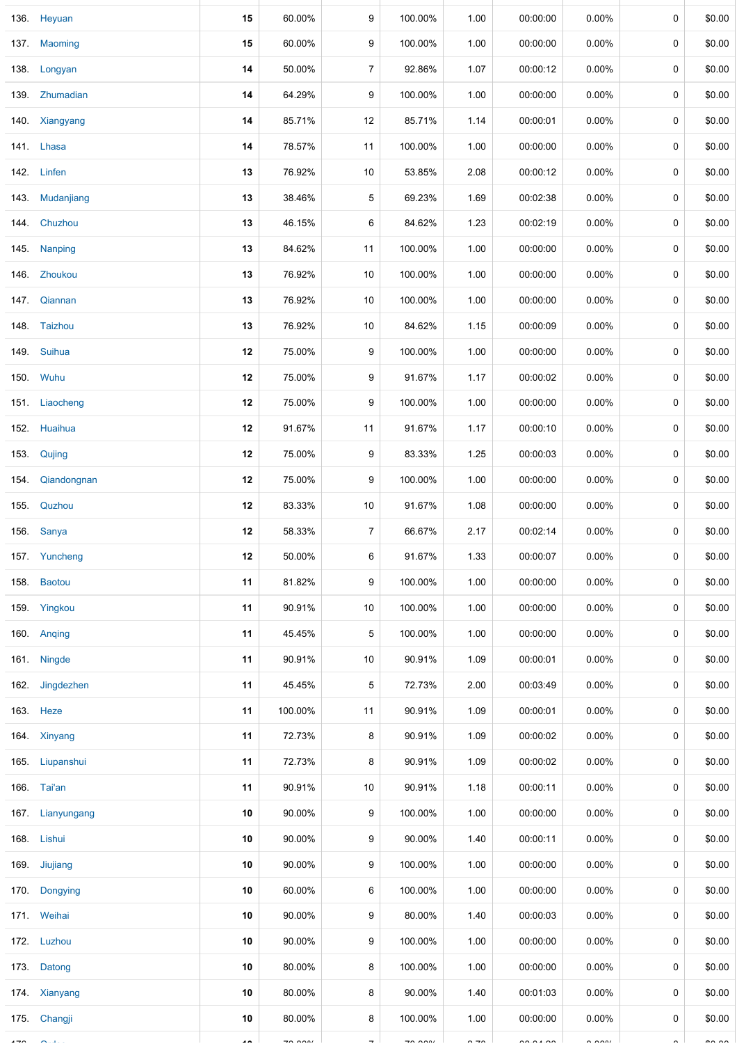| | | | | | | | | | | |
|---|---|---|---|---|---|---|---|---|---|---|
| 136. | Heyuan | **15** | 60.00% | 9 | 100.00% | 1.00 | 00:00:00 | 0.00% | 0 | $0.00 |
| 137. | Maoming | **15** | 60.00% | 9 | 100.00% | 1.00 | 00:00:00 | 0.00% | 0 | $0.00 |
| 138. | Longyan | **14** | 50.00% | 7 | 92.86% | 1.07 | 00:00:12 | 0.00% | 0 | $0.00 |
| 139. | Zhumadian | **14** | 64.29% | 9 | 100.00% | 1.00 | 00:00:00 | 0.00% | 0 | $0.00 |
| 140. | Xiangyang | **14** | 85.71% | 12 | 85.71% | 1.14 | 00:00:01 | 0.00% | 0 | $0.00 |
| 141. | Lhasa | **14** | 78.57% | 11 | 100.00% | 1.00 | 00:00:00 | 0.00% | 0 | $0.00 |
| 142. | Linfen | **13** | 76.92% | 10 | 53.85% | 2.08 | 00:00:12 | 0.00% | 0 | $0.00 |
| 143. | Mudanjiang | **13** | 38.46% | 5 | 69.23% | 1.69 | 00:02:38 | 0.00% | 0 | $0.00 |
| 144. | Chuzhou | **13** | 46.15% | 6 | 84.62% | 1.23 | 00:02:19 | 0.00% | 0 | $0.00 |
| 145. | Nanping | **13** | 84.62% | 11 | 100.00% | 1.00 | 00:00:00 | 0.00% | 0 | $0.00 |
| 146. | Zhoukou | **13** | 76.92% | 10 | 100.00% | 1.00 | 00:00:00 | 0.00% | 0 | $0.00 |
| 147. | Qiannan | **13** | 76.92% | 10 | 100.00% | 1.00 | 00:00:00 | 0.00% | 0 | $0.00 |
| 148. | Taizhou | **13** | 76.92% | 10 | 84.62% | 1.15 | 00:00:09 | 0.00% | 0 | $0.00 |
| 149. | Suihua | **12** | 75.00% | 9 | 100.00% | 1.00 | 00:00:00 | 0.00% | 0 | $0.00 |
| 150. | Wuhu | **12** | 75.00% | 9 | 91.67% | 1.17 | 00:00:02 | 0.00% | 0 | $0.00 |
| 151. | Liaocheng | **12** | 75.00% | 9 | 100.00% | 1.00 | 00:00:00 | 0.00% | 0 | $0.00 |
| 152. | Huaihua | **12** | 91.67% | 11 | 91.67% | 1.17 | 00:00:10 | 0.00% | 0 | $0.00 |
| 153. | Qujing | **12** | 75.00% | 9 | 83.33% | 1.25 | 00:00:03 | 0.00% | 0 | $0.00 |
| 154. | Qiandongnan | **12** | 75.00% | 9 | 100.00% | 1.00 | 00:00:00 | 0.00% | 0 | $0.00 |
| 155. | Quzhou | **12** | 83.33% | 10 | 91.67% | 1.08 | 00:00:00 | 0.00% | 0 | $0.00 |
| 156. | Sanya | **12** | 58.33% | 7 | 66.67% | 2.17 | 00:02:14 | 0.00% | 0 | $0.00 |
| 157. | Yuncheng | **12** | 50.00% | 6 | 91.67% | 1.33 | 00:00:07 | 0.00% | 0 | $0.00 |
| 158. | Baotou | **11** | 81.82% | 9 | 100.00% | 1.00 | 00:00:00 | 0.00% | 0 | $0.00 |
| 159. | Yingkou | **11** | 90.91% | 10 | 100.00% | 1.00 | 00:00:00 | 0.00% | 0 | $0.00 |
| 160. | Anqing | **11** | 45.45% | 5 | 100.00% | 1.00 | 00:00:00 | 0.00% | 0 | $0.00 |
| 161. | Ningde | **11** | 90.91% | 10 | 90.91% | 1.09 | 00:00:01 | 0.00% | 0 | $0.00 |
| 162. | Jingdezhen | **11** | 45.45% | 5 | 72.73% | 2.00 | 00:03:49 | 0.00% | 0 | $0.00 |
| 163. | Heze | **11** | 100.00% | 11 | 90.91% | 1.09 | 00:00:01 | 0.00% | 0 | $0.00 |
| 164. | Xinyang | **11** | 72.73% | 8 | 90.91% | 1.09 | 00:00:02 | 0.00% | 0 | $0.00 |
| 165. | Liupanshui | **11** | 72.73% | 8 | 90.91% | 1.09 | 00:00:02 | 0.00% | 0 | $0.00 |
| 166. | Tai'an | **11** | 90.91% | 10 | 90.91% | 1.18 | 00:00:11 | 0.00% | 0 | $0.00 |
| 167. | Lianyungang | **10** | 90.00% | 9 | 100.00% | 1.00 | 00:00:00 | 0.00% | 0 | $0.00 |
| 168. | Lishui | **10** | 90.00% | 9 | 90.00% | 1.40 | 00:00:11 | 0.00% | 0 | $0.00 |
| 169. | Jiujiang | **10** | 90.00% | 9 | 100.00% | 1.00 | 00:00:00 | 0.00% | 0 | $0.00 |
| 170. | Dongying | **10** | 60.00% | 6 | 100.00% | 1.00 | 00:00:00 | 0.00% | 0 | $0.00 |
| 171. | Weihai | **10** | 90.00% | 9 | 80.00% | 1.40 | 00:00:03 | 0.00% | 0 | $0.00 |
| 172. | Luzhou | **10** | 90.00% | 9 | 100.00% | 1.00 | 00:00:00 | 0.00% | 0 | $0.00 |
| 173. | Datong | **10** | 80.00% | 8 | 100.00% | 1.00 | 00:00:00 | 0.00% | 0 | $0.00 |
| 174. | Xianyang | **10** | 80.00% | 8 | 90.00% | 1.40 | 00:01:03 | 0.00% | 0 | $0.00 |
| 175. | Changji | **10** | 80.00% | 8 | 100.00% | 1.00 | 00:00:00 | 0.00% | 0 | $0.00 |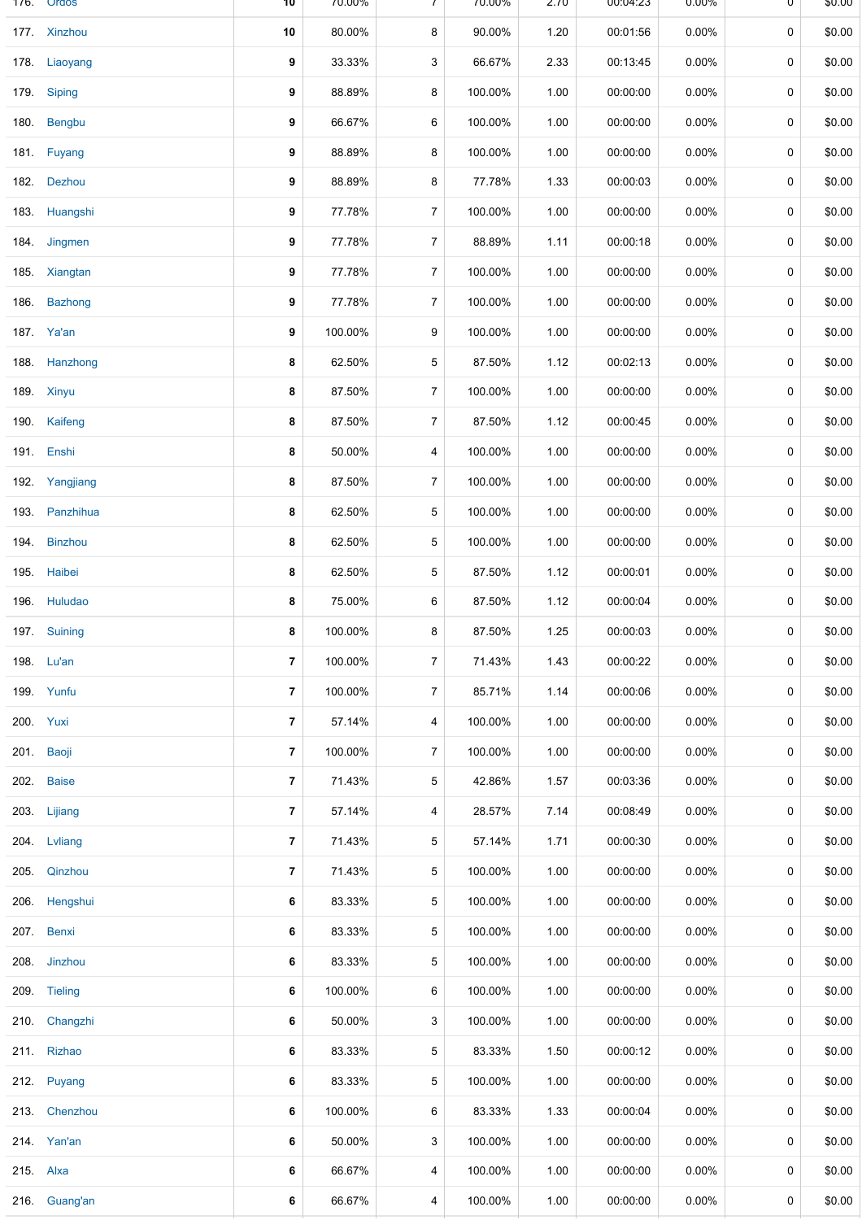| | | | | | | | | | | |
|---|---|---|---|---|---|---|---|---|---|---|
| 176. | Ordos | 10 | 70.00% | 7 | 70.00% | 2.70 | 00:04:23 | 0.00% | 0 | $0.00 |
| 177. | Xinzhou | 10 | 80.00% | 8 | 90.00% | 1.20 | 00:01:56 | 0.00% | 0 | $0.00 |
| 178. | Liaoyang | 9 | 33.33% | 3 | 66.67% | 2.33 | 00:13:45 | 0.00% | 0 | $0.00 |
| 179. | Siping | 9 | 88.89% | 8 | 100.00% | 1.00 | 00:00:00 | 0.00% | 0 | $0.00 |
| 180. | Bengbu | 9 | 66.67% | 6 | 100.00% | 1.00 | 00:00:00 | 0.00% | 0 | $0.00 |
| 181. | Fuyang | 9 | 88.89% | 8 | 100.00% | 1.00 | 00:00:00 | 0.00% | 0 | $0.00 |
| 182. | Dezhou | 9 | 88.89% | 8 | 77.78% | 1.33 | 00:00:03 | 0.00% | 0 | $0.00 |
| 183. | Huangshi | 9 | 77.78% | 7 | 100.00% | 1.00 | 00:00:00 | 0.00% | 0 | $0.00 |
| 184. | Jingmen | 9 | 77.78% | 7 | 88.89% | 1.11 | 00:00:18 | 0.00% | 0 | $0.00 |
| 185. | Xiangtan | 9 | 77.78% | 7 | 100.00% | 1.00 | 00:00:00 | 0.00% | 0 | $0.00 |
| 186. | Bazhong | 9 | 77.78% | 7 | 100.00% | 1.00 | 00:00:00 | 0.00% | 0 | $0.00 |
| 187. | Ya'an | 9 | 100.00% | 9 | 100.00% | 1.00 | 00:00:00 | 0.00% | 0 | $0.00 |
| 188. | Hanzhong | 8 | 62.50% | 5 | 87.50% | 1.12 | 00:02:13 | 0.00% | 0 | $0.00 |
| 189. | Xinyu | 8 | 87.50% | 7 | 100.00% | 1.00 | 00:00:00 | 0.00% | 0 | $0.00 |
| 190. | Kaifeng | 8 | 87.50% | 7 | 87.50% | 1.12 | 00:00:45 | 0.00% | 0 | $0.00 |
| 191. | Enshi | 8 | 50.00% | 4 | 100.00% | 1.00 | 00:00:00 | 0.00% | 0 | $0.00 |
| 192. | Yangjiang | 8 | 87.50% | 7 | 100.00% | 1.00 | 00:00:00 | 0.00% | 0 | $0.00 |
| 193. | Panzhihua | 8 | 62.50% | 5 | 100.00% | 1.00 | 00:00:00 | 0.00% | 0 | $0.00 |
| 194. | Binzhou | 8 | 62.50% | 5 | 100.00% | 1.00 | 00:00:00 | 0.00% | 0 | $0.00 |
| 195. | Haibei | 8 | 62.50% | 5 | 87.50% | 1.12 | 00:00:01 | 0.00% | 0 | $0.00 |
| 196. | Huludao | 8 | 75.00% | 6 | 87.50% | 1.12 | 00:00:04 | 0.00% | 0 | $0.00 |
| 197. | Suining | 8 | 100.00% | 8 | 87.50% | 1.25 | 00:00:03 | 0.00% | 0 | $0.00 |
| 198. | Lu'an | 7 | 100.00% | 7 | 71.43% | 1.43 | 00:00:22 | 0.00% | 0 | $0.00 |
| 199. | Yunfu | 7 | 100.00% | 7 | 85.71% | 1.14 | 00:00:06 | 0.00% | 0 | $0.00 |
| 200. | Yuxi | 7 | 57.14% | 4 | 100.00% | 1.00 | 00:00:00 | 0.00% | 0 | $0.00 |
| 201. | Baoji | 7 | 100.00% | 7 | 100.00% | 1.00 | 00:00:00 | 0.00% | 0 | $0.00 |
| 202. | Baise | 7 | 71.43% | 5 | 42.86% | 1.57 | 00:03:36 | 0.00% | 0 | $0.00 |
| 203. | Lijiang | 7 | 57.14% | 4 | 28.57% | 7.14 | 00:08:49 | 0.00% | 0 | $0.00 |
| 204. | Lvliang | 7 | 71.43% | 5 | 57.14% | 1.71 | 00:00:30 | 0.00% | 0 | $0.00 |
| 205. | Qinzhou | 7 | 71.43% | 5 | 100.00% | 1.00 | 00:00:00 | 0.00% | 0 | $0.00 |
| 206. | Hengshui | 6 | 83.33% | 5 | 100.00% | 1.00 | 00:00:00 | 0.00% | 0 | $0.00 |
| 207. | Benxi | 6 | 83.33% | 5 | 100.00% | 1.00 | 00:00:00 | 0.00% | 0 | $0.00 |
| 208. | Jinzhou | 6 | 83.33% | 5 | 100.00% | 1.00 | 00:00:00 | 0.00% | 0 | $0.00 |
| 209. | Tieling | 6 | 100.00% | 6 | 100.00% | 1.00 | 00:00:00 | 0.00% | 0 | $0.00 |
| 210. | Changzhi | 6 | 50.00% | 3 | 100.00% | 1.00 | 00:00:00 | 0.00% | 0 | $0.00 |
| 211. | Rizhao | 6 | 83.33% | 5 | 83.33% | 1.50 | 00:00:12 | 0.00% | 0 | $0.00 |
| 212. | Puyang | 6 | 83.33% | 5 | 100.00% | 1.00 | 00:00:00 | 0.00% | 0 | $0.00 |
| 213. | Chenzhou | 6 | 100.00% | 6 | 83.33% | 1.33 | 00:00:04 | 0.00% | 0 | $0.00 |
| 214. | Yan'an | 6 | 50.00% | 3 | 100.00% | 1.00 | 00:00:00 | 0.00% | 0 | $0.00 |
| 215. | Alxa | 6 | 66.67% | 4 | 100.00% | 1.00 | 00:00:00 | 0.00% | 0 | $0.00 |
| 216. | Guang'an | 6 | 66.67% | 4 | 100.00% | 1.00 | 00:00:00 | 0.00% | 0 | $0.00 |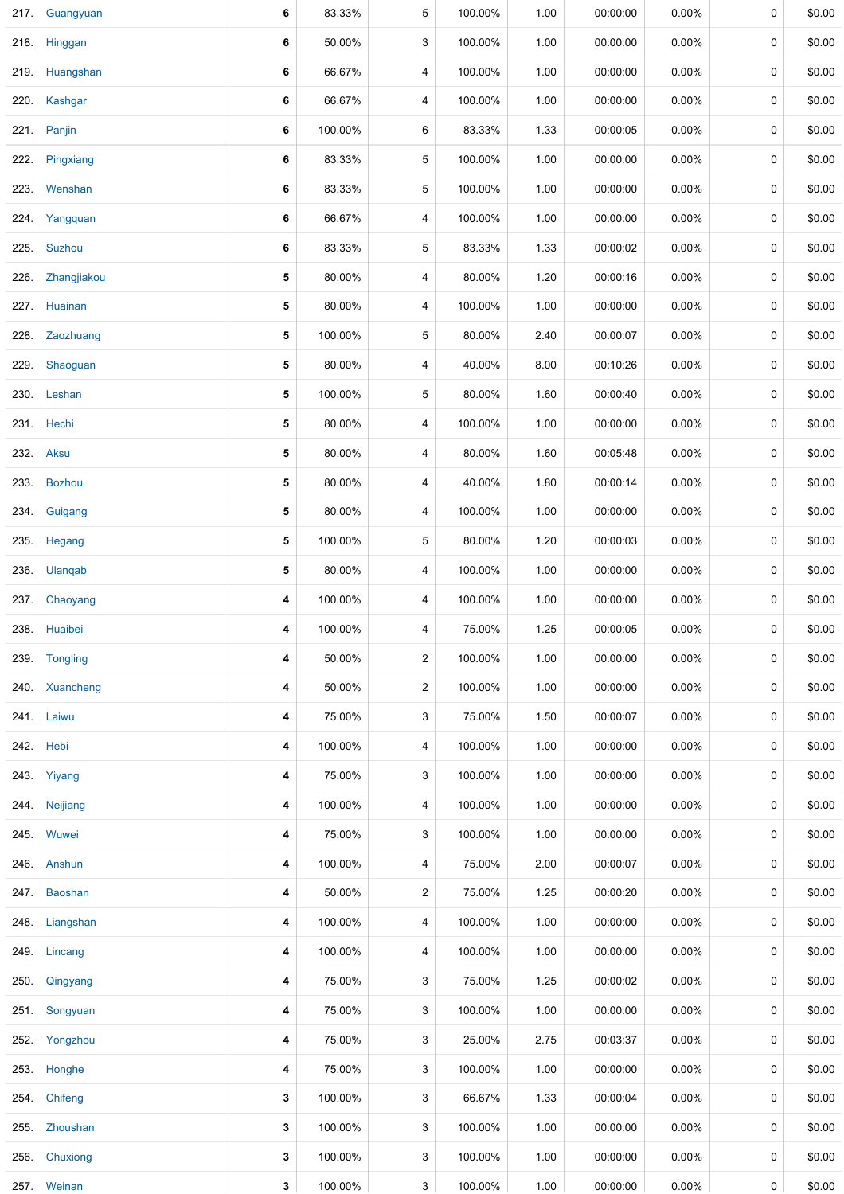| | | | | | | | | | | |
|---|---|---|---|---|---|---|---|---|---|---|
| 217. | Guangyuan | **6** | 83.33% | 5 | 100.00% | 1.00 | 00:00:00 | 0.00% | 0 | $0.00 |
| 218. | Hinggan | **6** | 50.00% | 3 | 100.00% | 1.00 | 00:00:00 | 0.00% | 0 | $0.00 |
| 219. | Huangshan | **6** | 66.67% | 4 | 100.00% | 1.00 | 00:00:00 | 0.00% | 0 | $0.00 |
| 220. | Kashgar | **6** | 66.67% | 4 | 100.00% | 1.00 | 00:00:00 | 0.00% | 0 | $0.00 |
| 221. | Panjin | **6** | 100.00% | 6 | 83.33% | 1.33 | 00:00:05 | 0.00% | 0 | $0.00 |
| 222. | Pingxiang | **6** | 83.33% | 5 | 100.00% | 1.00 | 00:00:00 | 0.00% | 0 | $0.00 |
| 223. | Wenshan | **6** | 83.33% | 5 | 100.00% | 1.00 | 00:00:00 | 0.00% | 0 | $0.00 |
| 224. | Yangquan | **6** | 66.67% | 4 | 100.00% | 1.00 | 00:00:00 | 0.00% | 0 | $0.00 |
| 225. | Suzhou | **6** | 83.33% | 5 | 83.33% | 1.33 | 00:00:02 | 0.00% | 0 | $0.00 |
| 226. | Zhangjiakou | **5** | 80.00% | 4 | 80.00% | 1.20 | 00:00:16 | 0.00% | 0 | $0.00 |
| 227. | Huainan | **5** | 80.00% | 4 | 100.00% | 1.00 | 00:00:00 | 0.00% | 0 | $0.00 |
| 228. | Zaozhuang | **5** | 100.00% | 5 | 80.00% | 2.40 | 00:00:07 | 0.00% | 0 | $0.00 |
| 229. | Shaoguan | **5** | 80.00% | 4 | 40.00% | 8.00 | 00:10:26 | 0.00% | 0 | $0.00 |
| 230. | Leshan | **5** | 100.00% | 5 | 80.00% | 1.60 | 00:00:40 | 0.00% | 0 | $0.00 |
| 231. | Hechi | **5** | 80.00% | 4 | 100.00% | 1.00 | 00:00:00 | 0.00% | 0 | $0.00 |
| 232. | Aksu | **5** | 80.00% | 4 | 80.00% | 1.60 | 00:05:48 | 0.00% | 0 | $0.00 |
| 233. | Bozhou | **5** | 80.00% | 4 | 40.00% | 1.80 | 00:00:14 | 0.00% | 0 | $0.00 |
| 234. | Guigang | **5** | 80.00% | 4 | 100.00% | 1.00 | 00:00:00 | 0.00% | 0 | $0.00 |
| 235. | Hegang | **5** | 100.00% | 5 | 80.00% | 1.20 | 00:00:03 | 0.00% | 0 | $0.00 |
| 236. | Ulanqab | **5** | 80.00% | 4 | 100.00% | 1.00 | 00:00:00 | 0.00% | 0 | $0.00 |
| 237. | Chaoyang | **4** | 100.00% | 4 | 100.00% | 1.00 | 00:00:00 | 0.00% | 0 | $0.00 |
| 238. | Huaibei | **4** | 100.00% | 4 | 75.00% | 1.25 | 00:00:05 | 0.00% | 0 | $0.00 |
| 239. | Tongling | **4** | 50.00% | 2 | 100.00% | 1.00 | 00:00:00 | 0.00% | 0 | $0.00 |
| 240. | Xuancheng | **4** | 50.00% | 2 | 100.00% | 1.00 | 00:00:00 | 0.00% | 0 | $0.00 |
| 241. | Laiwu | **4** | 75.00% | 3 | 75.00% | 1.50 | 00:00:07 | 0.00% | 0 | $0.00 |
| 242. | Hebi | **4** | 100.00% | 4 | 100.00% | 1.00 | 00:00:00 | 0.00% | 0 | $0.00 |
| 243. | Yiyang | **4** | 75.00% | 3 | 100.00% | 1.00 | 00:00:00 | 0.00% | 0 | $0.00 |
| 244. | Neijiang | **4** | 100.00% | 4 | 100.00% | 1.00 | 00:00:00 | 0.00% | 0 | $0.00 |
| 245. | Wuwei | **4** | 75.00% | 3 | 100.00% | 1.00 | 00:00:00 | 0.00% | 0 | $0.00 |
| 246. | Anshun | **4** | 100.00% | 4 | 75.00% | 2.00 | 00:00:07 | 0.00% | 0 | $0.00 |
| 247. | Baoshan | **4** | 50.00% | 2 | 75.00% | 1.25 | 00:00:20 | 0.00% | 0 | $0.00 |
| 248. | Liangshan | **4** | 100.00% | 4 | 100.00% | 1.00 | 00:00:00 | 0.00% | 0 | $0.00 |
| 249. | Lincang | **4** | 100.00% | 4 | 100.00% | 1.00 | 00:00:00 | 0.00% | 0 | $0.00 |
| 250. | Qingyang | **4** | 75.00% | 3 | 75.00% | 1.25 | 00:00:02 | 0.00% | 0 | $0.00 |
| 251. | Songyuan | **4** | 75.00% | 3 | 100.00% | 1.00 | 00:00:00 | 0.00% | 0 | $0.00 |
| 252. | Yongzhou | **4** | 75.00% | 3 | 25.00% | 2.75 | 00:03:37 | 0.00% | 0 | $0.00 |
| 253. | Honghe | **4** | 75.00% | 3 | 100.00% | 1.00 | 00:00:00 | 0.00% | 0 | $0.00 |
| 254. | Chifeng | **3** | 100.00% | 3 | 66.67% | 1.33 | 00:00:04 | 0.00% | 0 | $0.00 |
| 255. | Zhoushan | **3** | 100.00% | 3 | 100.00% | 1.00 | 00:00:00 | 0.00% | 0 | $0.00 |
| 256. | Chuxiong | **3** | 100.00% | 3 | 100.00% | 1.00 | 00:00:00 | 0.00% | 0 | $0.00 |
| 257. | Weinan | **3** | 100.00% | 3 | 100.00% | 1.00 | 00:00:00 | 0.00% | 0 | $0.00 |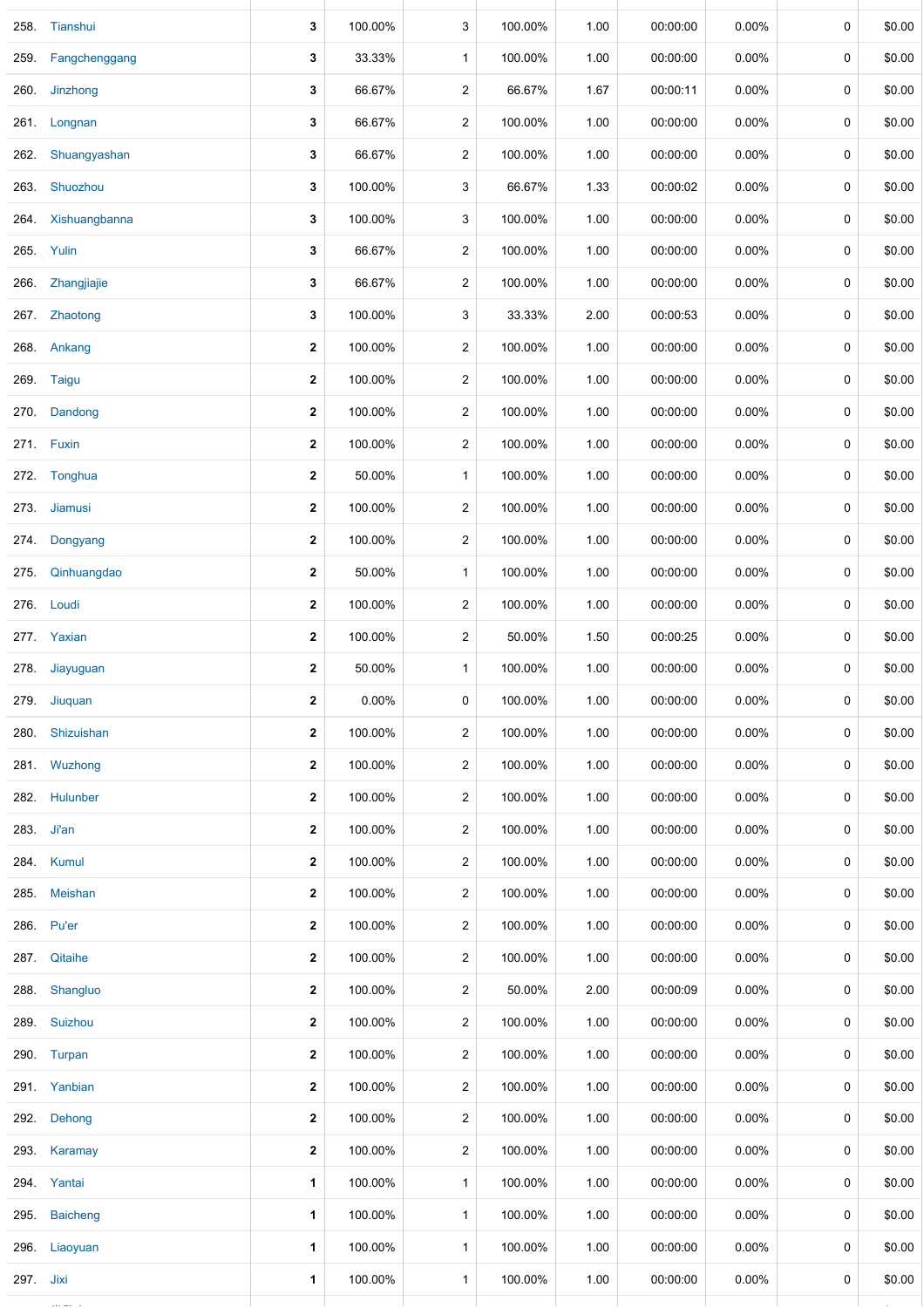| | | | | | | | | | | |
|---|---|---|---|---|---|---|---|---|---|---|
| 258. | Tianshui | 3 | 100.00% | 3 | 100.00% | 1.00 | 00:00:00 | 0.00% | 0 | $0.00 |
| 259. | Fangchenggang | 3 | 33.33% | 1 | 100.00% | 1.00 | 00:00:00 | 0.00% | 0 | $0.00 |
| 260. | Jinzhong | 3 | 66.67% | 2 | 66.67% | 1.67 | 00:00:11 | 0.00% | 0 | $0.00 |
| 261. | Longnan | 3 | 66.67% | 2 | 100.00% | 1.00 | 00:00:00 | 0.00% | 0 | $0.00 |
| 262. | Shuangyashan | 3 | 66.67% | 2 | 100.00% | 1.00 | 00:00:00 | 0.00% | 0 | $0.00 |
| 263. | Shuozhou | 3 | 100.00% | 3 | 66.67% | 1.33 | 00:00:02 | 0.00% | 0 | $0.00 |
| 264. | Xishuangbanna | 3 | 100.00% | 3 | 100.00% | 1.00 | 00:00:00 | 0.00% | 0 | $0.00 |
| 265. | Yulin | 3 | 66.67% | 2 | 100.00% | 1.00 | 00:00:00 | 0.00% | 0 | $0.00 |
| 266. | Zhangjiajie | 3 | 66.67% | 2 | 100.00% | 1.00 | 00:00:00 | 0.00% | 0 | $0.00 |
| 267. | Zhaotong | 3 | 100.00% | 3 | 33.33% | 2.00 | 00:00:53 | 0.00% | 0 | $0.00 |
| 268. | Ankang | 2 | 100.00% | 2 | 100.00% | 1.00 | 00:00:00 | 0.00% | 0 | $0.00 |
| 269. | Taigu | 2 | 100.00% | 2 | 100.00% | 1.00 | 00:00:00 | 0.00% | 0 | $0.00 |
| 270. | Dandong | 2 | 100.00% | 2 | 100.00% | 1.00 | 00:00:00 | 0.00% | 0 | $0.00 |
| 271. | Fuxin | 2 | 100.00% | 2 | 100.00% | 1.00 | 00:00:00 | 0.00% | 0 | $0.00 |
| 272. | Tonghua | 2 | 50.00% | 1 | 100.00% | 1.00 | 00:00:00 | 0.00% | 0 | $0.00 |
| 273. | Jiamusi | 2 | 100.00% | 2 | 100.00% | 1.00 | 00:00:00 | 0.00% | 0 | $0.00 |
| 274. | Dongyang | 2 | 100.00% | 2 | 100.00% | 1.00 | 00:00:00 | 0.00% | 0 | $0.00 |
| 275. | Qinhuangdao | 2 | 50.00% | 1 | 100.00% | 1.00 | 00:00:00 | 0.00% | 0 | $0.00 |
| 276. | Loudi | 2 | 100.00% | 2 | 100.00% | 1.00 | 00:00:00 | 0.00% | 0 | $0.00 |
| 277. | Yaxian | 2 | 100.00% | 2 | 50.00% | 1.50 | 00:00:25 | 0.00% | 0 | $0.00 |
| 278. | Jiayuguan | 2 | 50.00% | 1 | 100.00% | 1.00 | 00:00:00 | 0.00% | 0 | $0.00 |
| 279. | Jiuquan | 2 | 0.00% | 0 | 100.00% | 1.00 | 00:00:00 | 0.00% | 0 | $0.00 |
| 280. | Shizuishan | 2 | 100.00% | 2 | 100.00% | 1.00 | 00:00:00 | 0.00% | 0 | $0.00 |
| 281. | Wuzhong | 2 | 100.00% | 2 | 100.00% | 1.00 | 00:00:00 | 0.00% | 0 | $0.00 |
| 282. | Hulunber | 2 | 100.00% | 2 | 100.00% | 1.00 | 00:00:00 | 0.00% | 0 | $0.00 |
| 283. | Ji'an | 2 | 100.00% | 2 | 100.00% | 1.00 | 00:00:00 | 0.00% | 0 | $0.00 |
| 284. | Kumul | 2 | 100.00% | 2 | 100.00% | 1.00 | 00:00:00 | 0.00% | 0 | $0.00 |
| 285. | Meishan | 2 | 100.00% | 2 | 100.00% | 1.00 | 00:00:00 | 0.00% | 0 | $0.00 |
| 286. | Pu'er | 2 | 100.00% | 2 | 100.00% | 1.00 | 00:00:00 | 0.00% | 0 | $0.00 |
| 287. | Qitaihe | 2 | 100.00% | 2 | 100.00% | 1.00 | 00:00:00 | 0.00% | 0 | $0.00 |
| 288. | Shangluo | 2 | 100.00% | 2 | 50.00% | 2.00 | 00:00:09 | 0.00% | 0 | $0.00 |
| 289. | Suizhou | 2 | 100.00% | 2 | 100.00% | 1.00 | 00:00:00 | 0.00% | 0 | $0.00 |
| 290. | Turpan | 2 | 100.00% | 2 | 100.00% | 1.00 | 00:00:00 | 0.00% | 0 | $0.00 |
| 291. | Yanbian | 2 | 100.00% | 2 | 100.00% | 1.00 | 00:00:00 | 0.00% | 0 | $0.00 |
| 292. | Dehong | 2 | 100.00% | 2 | 100.00% | 1.00 | 00:00:00 | 0.00% | 0 | $0.00 |
| 293. | Karamay | 2 | 100.00% | 2 | 100.00% | 1.00 | 00:00:00 | 0.00% | 0 | $0.00 |
| 294. | Yantai | 1 | 100.00% | 1 | 100.00% | 1.00 | 00:00:00 | 0.00% | 0 | $0.00 |
| 295. | Baicheng | 1 | 100.00% | 1 | 100.00% | 1.00 | 00:00:00 | 0.00% | 0 | $0.00 |
| 296. | Liaoyuan | 1 | 100.00% | 1 | 100.00% | 1.00 | 00:00:00 | 0.00% | 0 | $0.00 |
| 297. | Jixi | 1 | 100.00% | 1 | 100.00% | 1.00 | 00:00:00 | 0.00% | 0 | $0.00 |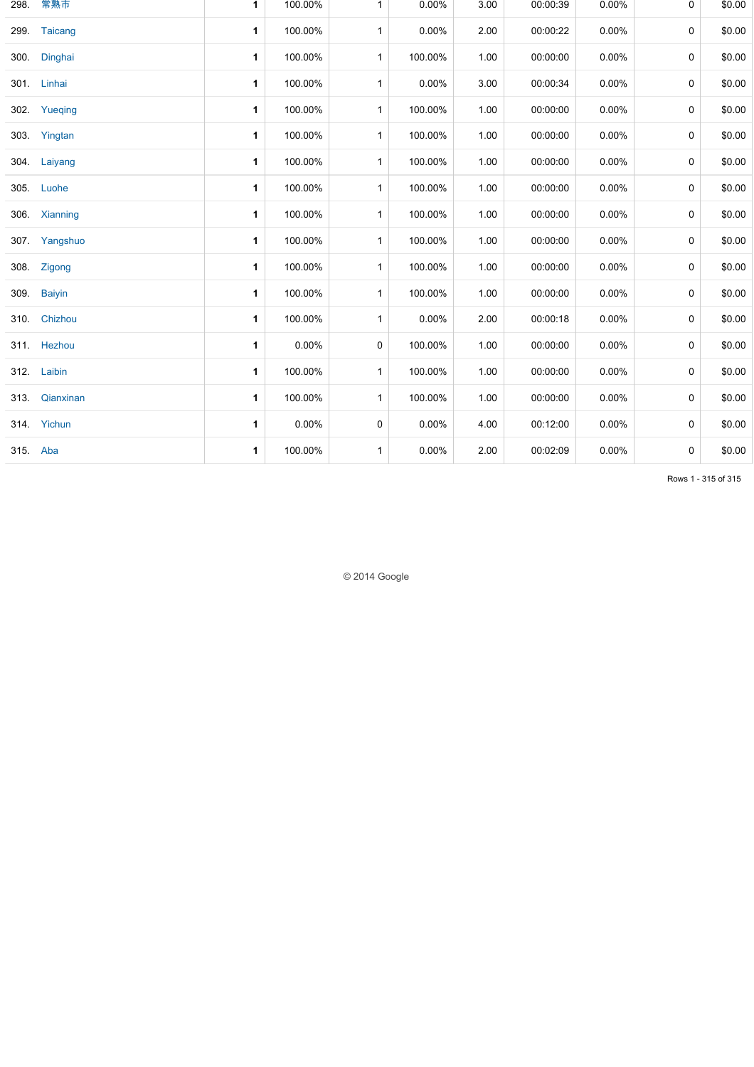| | | | | | | | | | | |
|---|---|---|---|---|---|---|---|---|---|---|
| 298. | 常熟市 | 1 | 100.00% | 1 | 0.00% | 3.00 | 00:00:39 | 0.00% | 0 | $0.00 |
| 299. | Taicang | 1 | 100.00% | 1 | 0.00% | 2.00 | 00:00:22 | 0.00% | 0 | $0.00 |
| 300. | Dinghai | 1 | 100.00% | 1 | 100.00% | 1.00 | 00:00:00 | 0.00% | 0 | $0.00 |
| 301. | Linhai | 1 | 100.00% | 1 | 0.00% | 3.00 | 00:00:34 | 0.00% | 0 | $0.00 |
| 302. | Yueqing | 1 | 100.00% | 1 | 100.00% | 1.00 | 00:00:00 | 0.00% | 0 | $0.00 |
| 303. | Yingtan | 1 | 100.00% | 1 | 100.00% | 1.00 | 00:00:00 | 0.00% | 0 | $0.00 |
| 304. | Laiyang | 1 | 100.00% | 1 | 100.00% | 1.00 | 00:00:00 | 0.00% | 0 | $0.00 |
| 305. | Luohe | 1 | 100.00% | 1 | 100.00% | 1.00 | 00:00:00 | 0.00% | 0 | $0.00 |
| 306. | Xianning | 1 | 100.00% | 1 | 100.00% | 1.00 | 00:00:00 | 0.00% | 0 | $0.00 |
| 307. | Yangshuo | 1 | 100.00% | 1 | 100.00% | 1.00 | 00:00:00 | 0.00% | 0 | $0.00 |
| 308. | Zigong | 1 | 100.00% | 1 | 100.00% | 1.00 | 00:00:00 | 0.00% | 0 | $0.00 |
| 309. | Baiyin | 1 | 100.00% | 1 | 100.00% | 1.00 | 00:00:00 | 0.00% | 0 | $0.00 |
| 310. | Chizhou | 1 | 100.00% | 1 | 0.00% | 2.00 | 00:00:18 | 0.00% | 0 | $0.00 |
| 311. | Hezhou | 1 | 0.00% | 0 | 100.00% | 1.00 | 00:00:00 | 0.00% | 0 | $0.00 |
| 312. | Laibin | 1 | 100.00% | 1 | 100.00% | 1.00 | 00:00:00 | 0.00% | 0 | $0.00 |
| 313. | Qianxinan | 1 | 100.00% | 1 | 100.00% | 1.00 | 00:00:00 | 0.00% | 0 | $0.00 |
| 314. | Yichun | 1 | 0.00% | 0 | 0.00% | 4.00 | 00:12:00 | 0.00% | 0 | $0.00 |
| 315. | Aba | 1 | 100.00% | 1 | 0.00% | 2.00 | 00:02:09 | 0.00% | 0 | $0.00 |

Rows 1 - 315 of 315

© 2014 Google